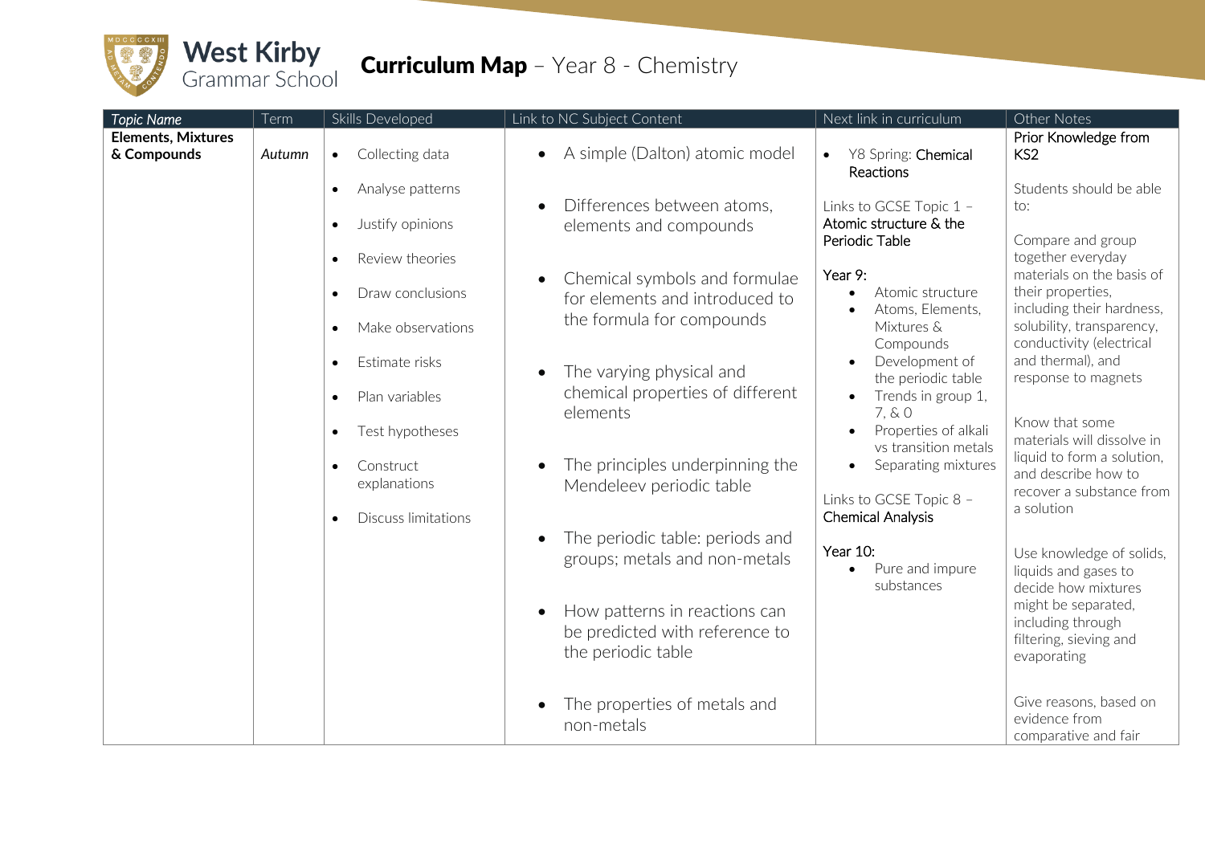# West Kirby Grammar School

## Curriculum Map – Year 8 - Chemistry

| Topic Name | Term | Skills Developed | Link to NC Subject Content | Next link in curriculum | Other Notes |
|---|---|---|---|---|---|
| **Elements, Mixtures & Compounds** | *Autumn* | • Collecting data<br>• Analyse patterns<br>• Justify opinions<br>• Review theories<br>• Draw conclusions<br>• Make observations<br>• Estimate risks<br>• Plan variables<br>• Test hypotheses<br>• Construct explanations<br>• Discuss limitations | • A simple (Dalton) atomic model<br>• Differences between atoms, elements and compounds<br>• Chemical symbols and formulae for elements and introduced to the formula for compounds<br>• The varying physical and chemical properties of different elements<br>• The principles underpinning the Mendeleev periodic table<br>• The periodic table: periods and groups; metals and non-metals<br>• How patterns in reactions can be predicted with reference to the periodic table<br>• The properties of metals and non-metals | • Y8 Spring: Chemical Reactions<br><br>Links to GCSE Topic 1 – Atomic structure & the Periodic Table<br><br>Year 9:<br>• Atomic structure<br>• Atoms, Elements, Mixtures & Compounds<br>• Development of the periodic table<br>• Trends in group 1, 7, & 0<br>• Properties of alkali vs transition metals<br>• Separating mixtures<br><br>Links to GCSE Topic 8 – Chemical Analysis<br><br>Year 10:<br>• Pure and impure substances | Prior Knowledge from KS2<br><br>Students should be able to:<br><br>Compare and group together everyday materials on the basis of their properties, including their hardness, solubility, transparency, conductivity (electrical and thermal), and response to magnets<br><br>Know that some materials will dissolve in liquid to form a solution, and describe how to recover a substance from a solution<br><br>Use knowledge of solids, liquids and gases to decide how mixtures might be separated, including through filtering, sieving and evaporating<br><br>Give reasons, based on evidence from comparative and fair |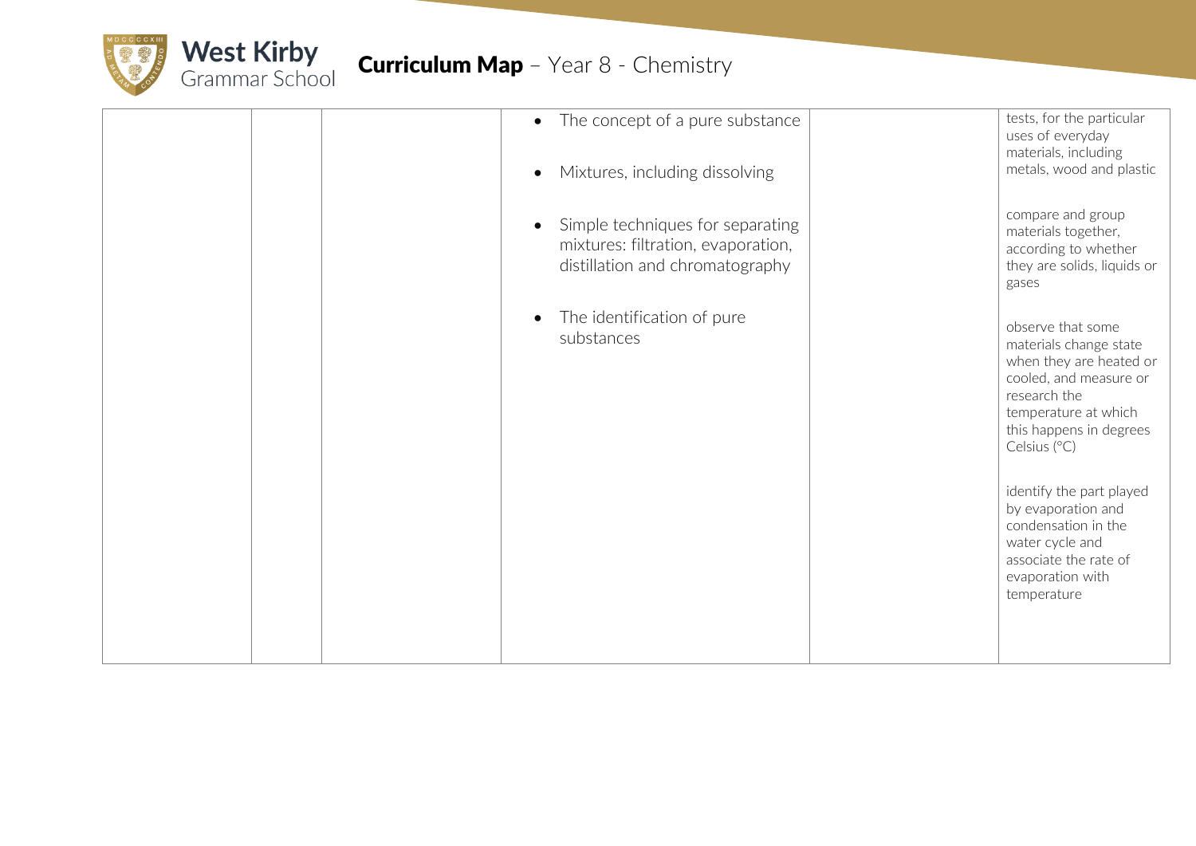| | | | | | |
|---|---|---|---|---|---|
| | | | • The concept of a pure substance<br><br>• Mixtures, including dissolving<br><br>• Simple techniques for separating mixtures: filtration, evaporation, distillation and chromatography<br><br>• The identification of pure substances | | tests, for the particular uses of everyday materials, including metals, wood and plastic<br><br>compare and group materials together, according to whether they are solids, liquids or gases<br><br>observe that some materials change state when they are heated or cooled, and measure or research the temperature at which this happens in degrees Celsius (°C)<br><br>identify the part played by evaporation and condensation in the water cycle and associate the rate of evaporation with temperature |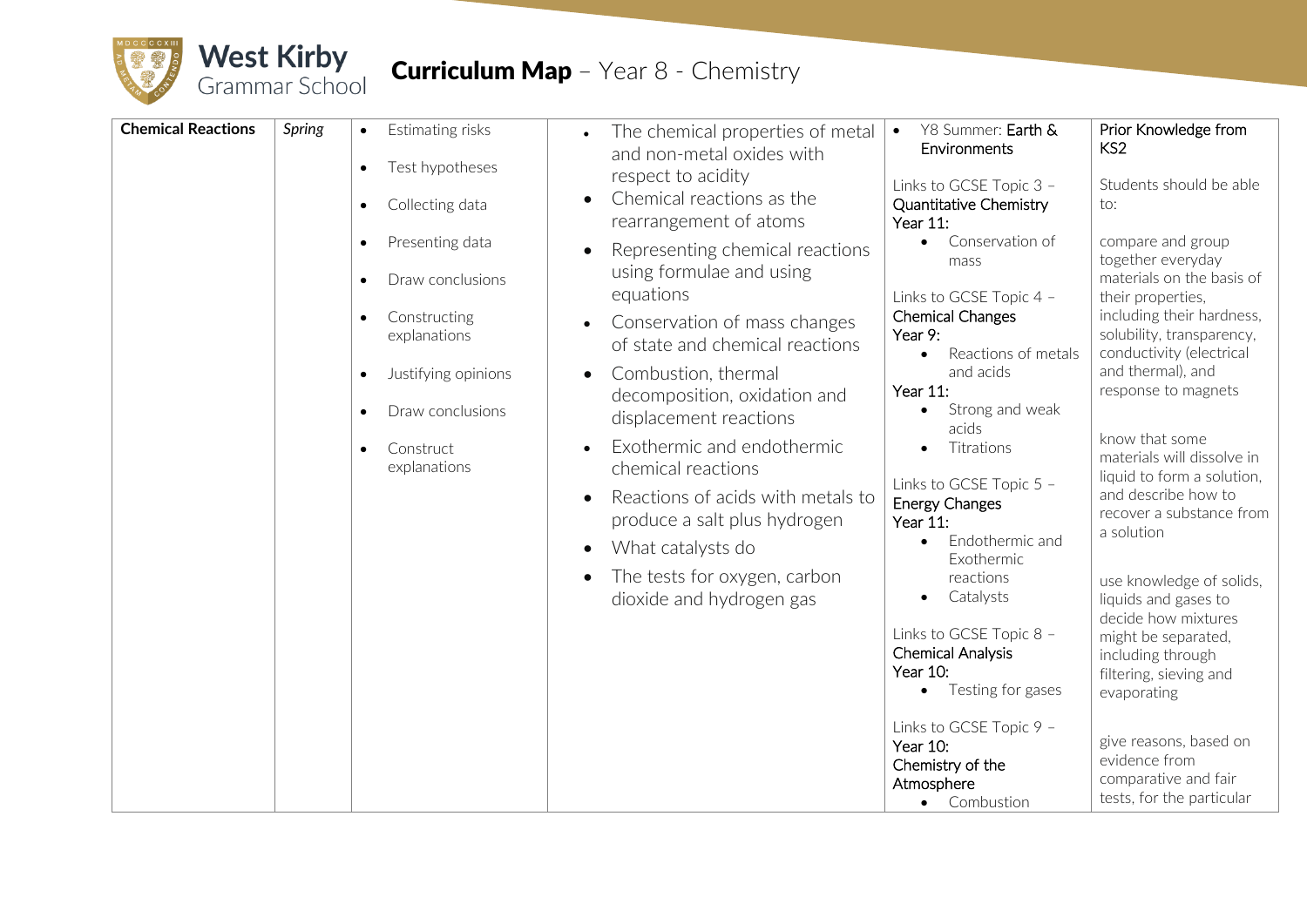West Kirby Grammar School

# Curriculum Map – Year 8 - Chemistry

| Chemical Reactions | *Spring* | • Estimating risks<br>• Test hypotheses<br>• Collecting data<br>• Presenting data<br>• Draw conclusions<br>• Constructing explanations<br>• Justifying opinions<br>• Draw conclusions<br>• Construct explanations | • The chemical properties of metal and non-metal oxides with respect to acidity<br>• Chemical reactions as the rearrangement of atoms<br>• Representing chemical reactions using formulae and using equations<br>• Conservation of mass changes of state and chemical reactions<br>• Combustion, thermal decomposition, oxidation and displacement reactions<br>• Exothermic and endothermic chemical reactions<br>• Reactions of acids with metals to produce a salt plus hydrogen<br>• What catalysts do<br>• The tests for oxygen, carbon dioxide and hydrogen gas | • Y8 Summer: Earth & Environments<br><br>Links to GCSE Topic 3 – Quantitative Chemistry<br>Year 11:<br>• Conservation of mass<br><br>Links to GCSE Topic 4 – Chemical Changes<br>Year 9:<br>• Reactions of metals and acids<br>Year 11:<br>• Strong and weak acids<br>• Titrations<br><br>Links to GCSE Topic 5 – Energy Changes<br>Year 11:<br>• Endothermic and Exothermic reactions<br>• Catalysts<br><br>Links to GCSE Topic 8 – Chemical Analysis<br>Year 10:<br>• Testing for gases<br><br>Links to GCSE Topic 9 – Year 10:<br>Chemistry of the Atmosphere<br>• Combustion | Prior Knowledge from KS2<br><br>Students should be able to:<br><br>compare and group together everyday materials on the basis of their properties, including their hardness, solubility, transparency, conductivity (electrical and thermal), and response to magnets<br><br>know that some materials will dissolve in liquid to form a solution, and describe how to recover a substance from a solution<br><br>use knowledge of solids, liquids and gases to decide how mixtures might be separated, including through filtering, sieving and evaporating<br><br>give reasons, based on evidence from comparative and fair tests, for the particular |
|---|---|---|---|---|---|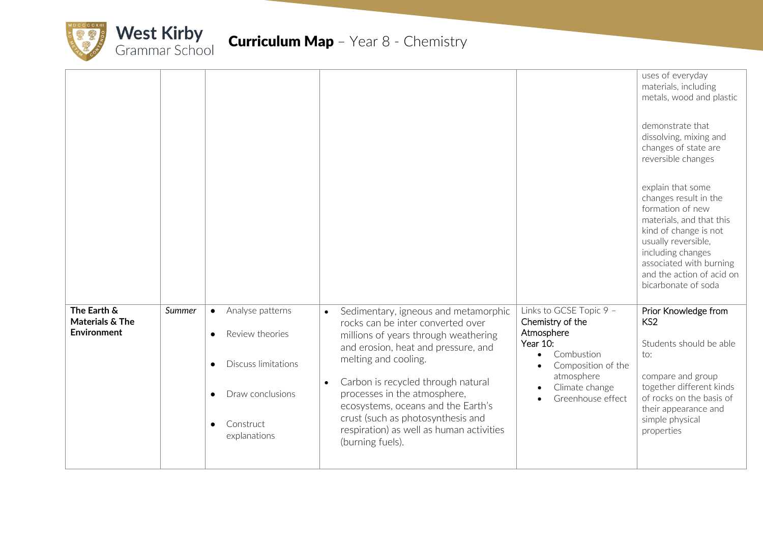| | | | | | |
|---|---|---|---|---|---|
| | | | | | uses of everyday materials, including metals, wood and plastic<br><br>demonstrate that dissolving, mixing and changes of state are reversible changes<br><br>explain that some changes result in the formation of new materials, and that this kind of change is not usually reversible, including changes associated with burning and the action of acid on bicarbonate of soda |
| **The Earth & Materials & The Environment** | *Summer* | • Analyse patterns<br>• Review theories<br>• Discuss limitations<br>• Draw conclusions<br>• Construct explanations | • Sedimentary, igneous and metamorphic rocks can be inter converted over millions of years through weathering and erosion, heat and pressure, and melting and cooling.<br>• Carbon is recycled through natural processes in the atmosphere, ecosystems, oceans and the Earth's crust (such as photosynthesis and respiration) as well as human activities (burning fuels). | Links to GCSE Topic 9 – Chemistry of the Atmosphere<br>Year 10:<br>• Combustion<br>• Composition of the atmosphere<br>• Climate change<br>• Greenhouse effect | Prior Knowledge from KS2<br><br>Students should be able to:<br><br>compare and group together different kinds of rocks on the basis of their appearance and simple physical properties |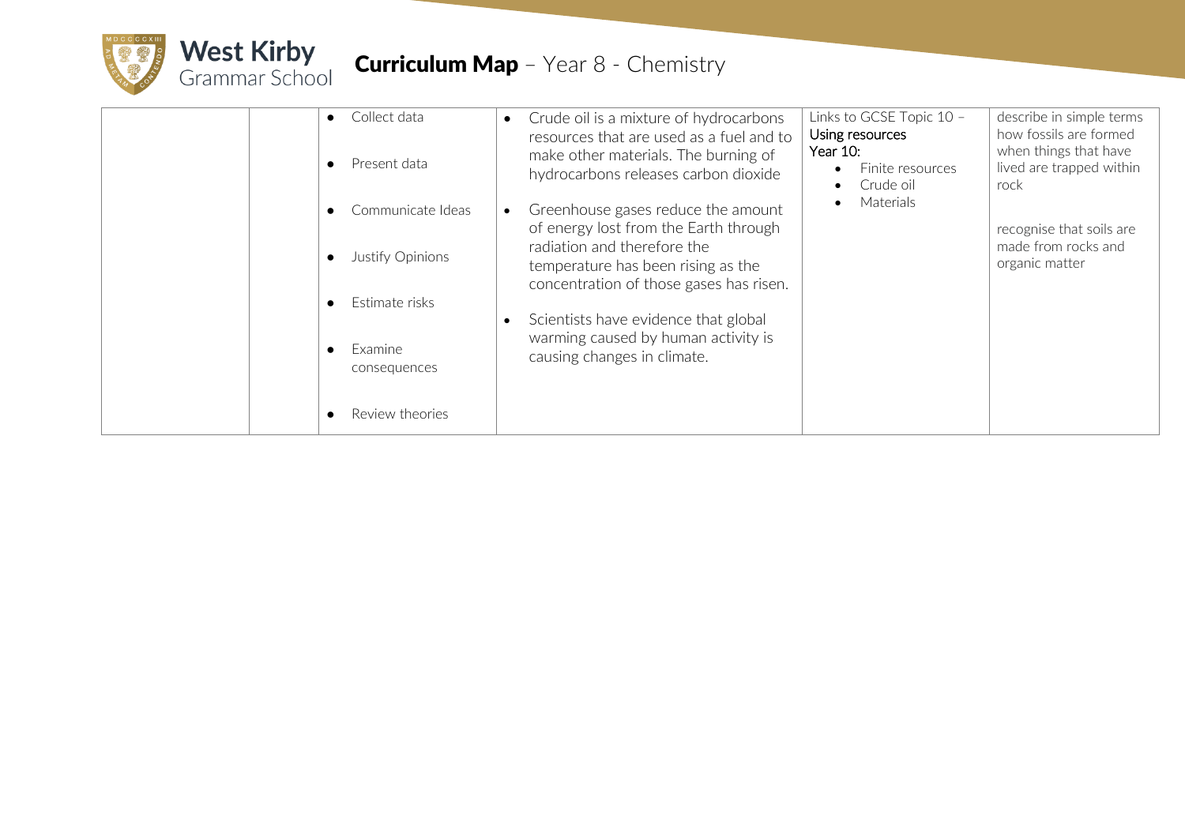| | | | | | |
|---|---|---|---|---|---|
| | | • Collect data<br><br>• Present data<br><br>• Communicate Ideas<br><br>• Justify Opinions<br><br>• Estimate risks<br><br>• Examine consequences<br><br>• Review theories | • Crude oil is a mixture of hydrocarbons resources that are used as a fuel and to make other materials. The burning of hydrocarbons releases carbon dioxide<br><br>• Greenhouse gases reduce the amount of energy lost from the Earth through radiation and therefore the temperature has been rising as the concentration of those gases has risen.<br><br>• Scientists have evidence that global warming caused by human activity is causing changes in climate. | Links to GCSE Topic 10 – Using resources<br>Year 10:<br>• Finite resources<br>• Crude oil<br>• Materials | describe in simple terms how fossils are formed when things that have lived are trapped within rock<br><br>recognise that soils are made from rocks and organic matter |